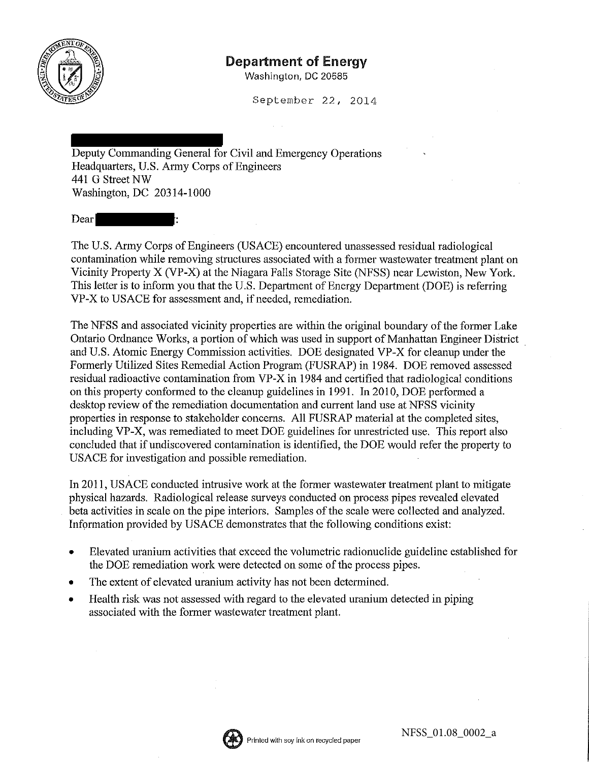# Department of Energy

Washington, DC 20585

September 22, 2014

Deputy Commanding General for Civil and Emergency Operations
Headquarters, U.S. Army Corps of Engineers
441 G Street NW
Washington, DC 20314-1000

Dear :

The U.S. Army Corps of Engineers (USACE) encountered unassessed residual radiological contamination while removing structures associated with a former wastewater treatment plant on Vicinity Property X (VP-X) at the Niagara Falls Storage Site (NFSS) near Lewiston, New York. This letter is to inform you that the U.S. Department of Energy Department (DOE) is referring VP-X to USACE for assessment and, if needed, remediation.

The NFSS and associated vicinity properties are within the original boundary of the former Lake Ontario Ordnance Works, a portion of which was used in support of Manhattan Engineer District and U.S. Atomic Energy Commission activities. DOE designated VP-X for cleanup under the Formerly Utilized Sites Remedial Action Program (FUSRAP) in 1984. DOE removed assessed residual radioactive contamination from VP-X in 1984 and certified that radiological conditions on this property conformed to the cleanup guidelines in 1991. In 2010, DOE performed a desktop review of the remediation documentation and current land use at NFSS vicinity properties in response to stakeholder concerns. All FUSRAP material at the completed sites, including VP-X, was remediated to meet DOE guidelines for unrestricted use. This report also concluded that if undiscovered contamination is identified, the DOE would refer the property to USACE for investigation and possible remediation.

In 2011, USACE conducted intrusive work at the former wastewater treatment plant to mitigate physical hazards. Radiological release surveys conducted on process pipes revealed elevated beta activities in scale on the pipe interiors. Samples of the scale were collected and analyzed. Information provided by USACE demonstrates that the following conditions exist:

- Elevated uranium activities that exceed the volumetric radionuclide guideline established for the DOE remediation work were detected on some of the process pipes.
- The extent of elevated uranium activity has not been determined.
- Health risk was not assessed with regard to the elevated uranium detected in piping associated with the former wastewater treatment plant.

Printed with soy ink on recycled paper

NFSS_01.08_0002_a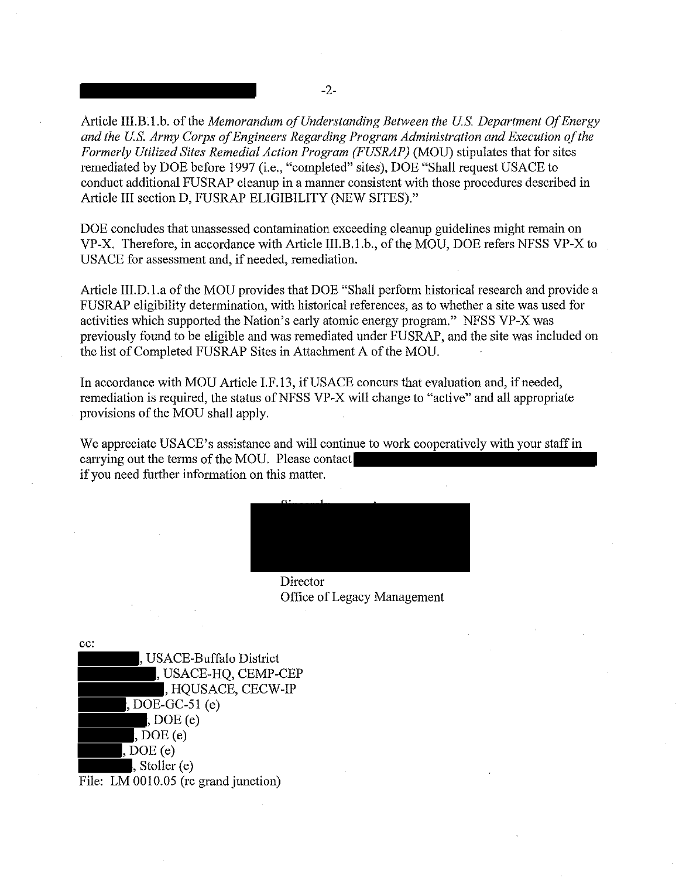Article III.B.1.b. of the *Memorandum of Understanding Between the U.S. Department Of Energy and the U.S. Army Corps of Engineers Regarding Program Administration and Execution of the Formerly Utilized Sites Remedial Action Program (FUSRAP)* (MOU) stipulates that for sites remediated by DOE before 1997 (i.e., "completed" sites), DOE "Shall request USACE to conduct additional FUSRAP cleanup in a manner consistent with those procedures described in Article III section D, FUSRAP ELIGIBILITY (NEW SITES)."

DOE concludes that unassessed contamination exceeding cleanup guidelines might remain on VP-X. Therefore, in accordance with Article III.B.1.b., of the MOU, DOE refers NFSS VP-X to USACE for assessment and, if needed, remediation.

Article III.D.1.a of the MOU provides that DOE "Shall perform historical research and provide a FUSRAP eligibility determination, with historical references, as to whether a site was used for activities which supported the Nation's early atomic energy program." NFSS VP-X was previously found to be eligible and was remediated under FUSRAP, and the site was included on the list of Completed FUSRAP Sites in Attachment A of the MOU.

In accordance with MOU Article I.F.13, if USACE concurs that evaluation and, if needed, remediation is required, the status of NFSS VP-X will change to "active" and all appropriate provisions of the MOU shall apply.

We appreciate USACE's assistance and will continue to work cooperatively with your staff in carrying out the terms of the MOU. Please contact [REDACTED] if you need further information on this matter.

Sincerely,

[REDACTED]

Director
Office of Legacy Management

cc:
[REDACTED], USACE-Buffalo District
[REDACTED], USACE-HQ, CEMP-CEP
[REDACTED], HQUSACE, CECW-IP
[REDACTED], DOE-GC-51 (e)
[REDACTED], DOE (e)
[REDACTED], DOE (e)
[REDACTED], DOE (e)
[REDACTED], Stoller (e)
File: LM 0010.05 (rc grand junction)